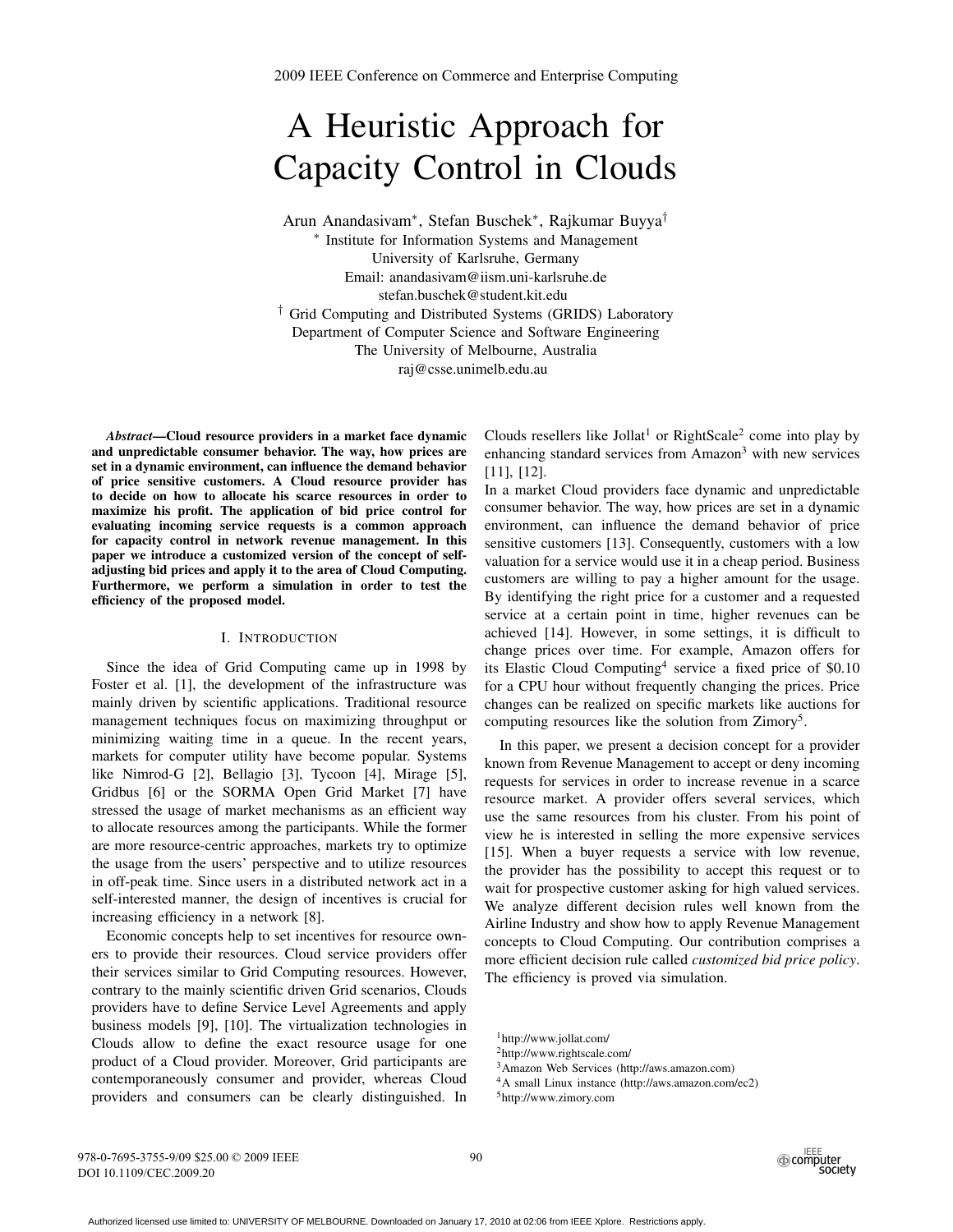# A Heuristic Approach for Capacity Control in Clouds

Arun Anandasivam*, Stefan Buschek*, Rajkumar Buyya†

\* Institute for Information Systems and Management
University of Karlsruhe, Germany
Email: anandasivam@iism.uni-karlsruhe.de
stefan.buschek@student.kit.edu

† Grid Computing and Distributed Systems (GRIDS) Laboratory
Department of Computer Science and Software Engineering
The University of Melbourne, Australia
raj@csse.unimelb.edu.au

***Abstract*—Cloud resource providers in a market face dynamic and unpredictable consumer behavior. The way, how prices are set in a dynamic environment, can influence the demand behavior of price sensitive customers. A Cloud resource provider has to decide on how to allocate his scarce resources in order to maximize his profit. The application of bid price control for evaluating incoming service requests is a common approach for capacity control in network revenue management. In this paper we introduce a customized version of the concept of self-adjusting bid prices and apply it to the area of Cloud Computing. Furthermore, we perform a simulation in order to test the efficiency of the proposed model.**

## I. Introduction

Since the idea of Grid Computing came up in 1998 by Foster et al. [1], the development of the infrastructure was mainly driven by scientific applications. Traditional resource management techniques focus on maximizing throughput or minimizing waiting time in a queue. In the recent years, markets for computer utility have become popular. Systems like Nimrod-G [2], Bellagio [3], Tycoon [4], Mirage [5], Gridbus [6] or the SORMA Open Grid Market [7] have stressed the usage of market mechanisms as an efficient way to allocate resources among the participants. While the former are more resource-centric approaches, markets try to optimize the usage from the users' perspective and to utilize resources in off-peak time. Since users in a distributed network act in a self-interested manner, the design of incentives is crucial for increasing efficiency in a network [8].

Economic concepts help to set incentives for resource owners to provide their resources. Cloud service providers offer their services similar to Grid Computing resources. However, contrary to the mainly scientific driven Grid scenarios, Clouds providers have to define Service Level Agreements and apply business models [9], [10]. The virtualization technologies in Clouds allow to define the exact resource usage for one product of a Cloud provider. Moreover, Grid participants are contemporaneously consumer and provider, whereas Cloud providers and consumers can be clearly distinguished. In Clouds resellers like Jollat[1] or RightScale[2] come into play by enhancing standard services from Amazon[3] with new services [11], [12].

In a market Cloud providers face dynamic and unpredictable consumer behavior. The way, how prices are set in a dynamic environment, can influence the demand behavior of price sensitive customers [13]. Consequently, customers with a low valuation for a service would use it in a cheap period. Business customers are willing to pay a higher amount for the usage. By identifying the right price for a customer and a requested service at a certain point in time, higher revenues can be achieved [14]. However, in some settings, it is difficult to change prices over time. For example, Amazon offers for its Elastic Cloud Computing[4] service a fixed price of \$0.10 for a CPU hour without frequently changing the prices. Price changes can be realized on specific markets like auctions for computing resources like the solution from Zimory[5].

In this paper, we present a decision concept for a provider known from Revenue Management to accept or deny incoming requests for services in order to increase revenue in a scarce resource market. A provider offers several services, which use the same resources from his cluster. From his point of view he is interested in selling the more expensive services [15]. When a buyer requests a service with low revenue, the provider has the possibility to accept this request or to wait for prospective customer asking for high valued services. We analyze different decision rules well known from the Airline Industry and show how to apply Revenue Management concepts to Cloud Computing. Our contribution comprises a more efficient decision rule called *customized bid price policy*. The efficiency is proved via simulation.

[1] http://www.jollat.com/
[2] http://www.rightscale.com/
[3] Amazon Web Services (http://aws.amazon.com)
[4] A small Linux instance (http://aws.amazon.com/ec2)
[5] http://www.zimory.com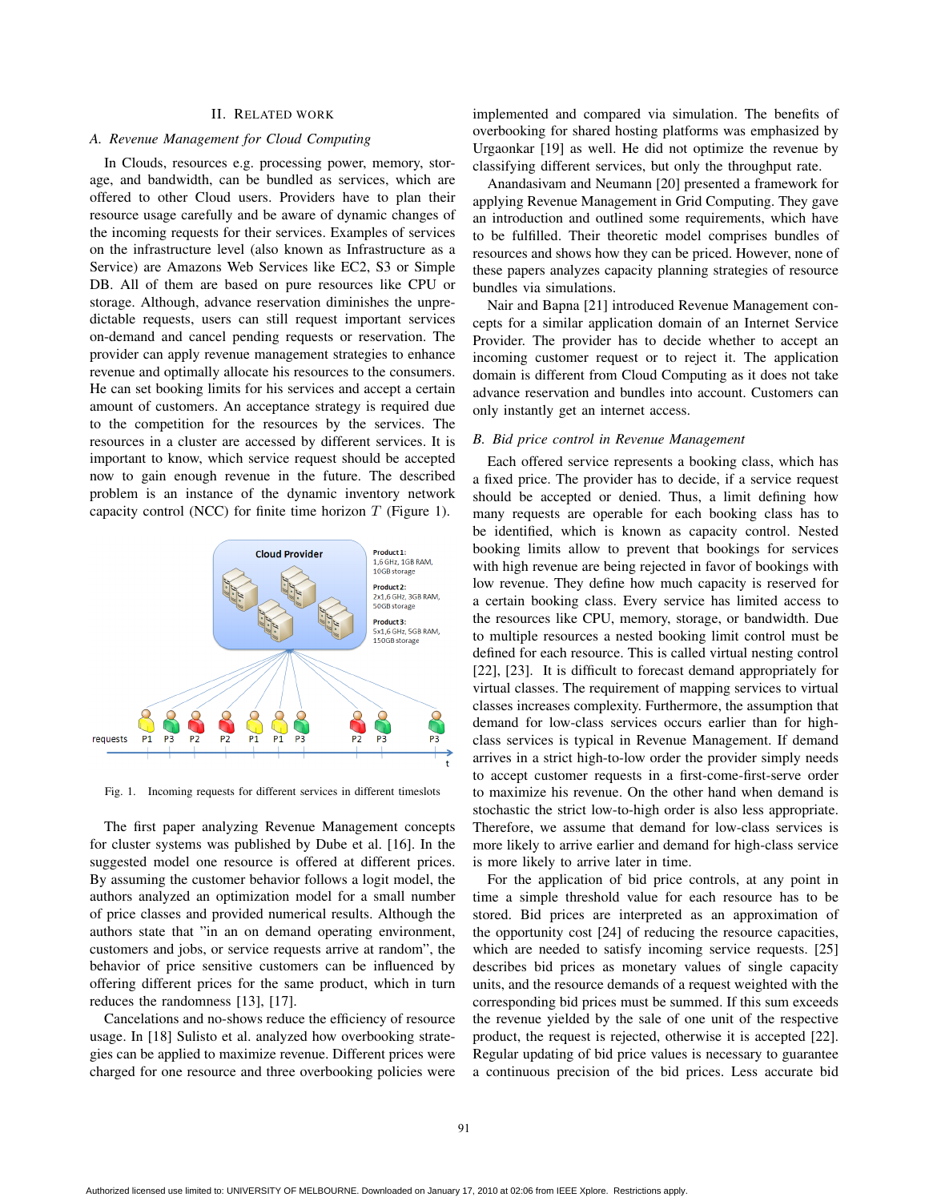## II. Related Work

### A. Revenue Management for Cloud Computing

In Clouds, resources e.g. processing power, memory, storage, and bandwidth, can be bundled as services, which are offered to other Cloud users. Providers have to plan their resource usage carefully and be aware of dynamic changes of the incoming requests for their services. Examples of services on the infrastructure level (also known as Infrastructure as a Service) are Amazons Web Services like EC2, S3 or Simple DB. All of them are based on pure resources like CPU or storage. Although, advance reservation diminishes the unpredictable requests, users can still request important services on-demand and cancel pending requests or reservation. The provider can apply revenue management strategies to enhance revenue and optimally allocate his resources to the consumers. He can set booking limits for his services and accept a certain amount of customers. An acceptance strategy is required due to the competition for the resources by the services. The resources in a cluster are accessed by different services. It is important to know, which service request should be accepted now to gain enough revenue in the future. The described problem is an instance of the dynamic inventory network capacity control (NCC) for finite time horizon $T$ (Figure 1).

Cloud Provider

Product 1: 1,6 GHz, 1GB RAM, 10GB storage

Product 2: 2x1,6 GHz, 3GB RAM, 50GB storage

Product 3: 5x1,6 GHz, 5GB RAM, 150GB storage

requests P1 P3 P2 P2 P1 P1 P3 P2 P3 P3

t

Fig. 1. Incoming requests for different services in different timeslots

The first paper analyzing Revenue Management concepts for cluster systems was published by Dube et al. [16]. In the suggested model one resource is offered at different prices. By assuming the customer behavior follows a logit model, the authors analyzed an optimization model for a small number of price classes and provided numerical results. Although the authors state that "in an on demand operating environment, customers and jobs, or service requests arrive at random", the behavior of price sensitive customers can be influenced by offering different prices for the same product, which in turn reduces the randomness [13], [17].

Cancelations and no-shows reduce the efficiency of resource usage. In [18] Sulisto et al. analyzed how overbooking strategies can be applied to maximize revenue. Different prices were charged for one resource and three overbooking policies were implemented and compared via simulation. The benefits of overbooking for shared hosting platforms was emphasized by Urgaonkar [19] as well. He did not optimize the revenue by classifying different services, but only the throughput rate.

Anandasivam and Neumann [20] presented a framework for applying Revenue Management in Grid Computing. They gave an introduction and outlined some requirements, which have to be fulfilled. Their theoretic model comprises bundles of resources and shows how they can be priced. However, none of these papers analyzes capacity planning strategies of resource bundles via simulations.

Nair and Bapna [21] introduced Revenue Management concepts for a similar application domain of an Internet Service Provider. The provider has to decide whether to accept an incoming customer request or to reject it. The application domain is different from Cloud Computing as it does not take advance reservation and bundles into account. Customers can only instantly get an internet access.

### B. Bid price control in Revenue Management

Each offered service represents a booking class, which has a fixed price. The provider has to decide, if a service request should be accepted or denied. Thus, a limit defining how many requests are operable for each booking class has to be identified, which is known as capacity control. Nested booking limits allow to prevent that bookings for services with high revenue are being rejected in favor of bookings with low revenue. They define how much capacity is reserved for a certain booking class. Every service has limited access to the resources like CPU, memory, storage, or bandwidth. Due to multiple resources a nested booking limit control must be defined for each resource. This is called virtual nesting control [22], [23]. It is difficult to forecast demand appropriately for virtual classes. The requirement of mapping services to virtual classes increases complexity. Furthermore, the assumption that demand for low-class services occurs earlier than for high-class services is typical in Revenue Management. If demand arrives in a strict high-to-low order the provider simply needs to accept customer requests in a first-come-first-serve order to maximize his revenue. On the other hand when demand is stochastic the strict low-to-high order is also less appropriate. Therefore, we assume that demand for low-class services is more likely to arrive earlier and demand for high-class service is more likely to arrive later in time.

For the application of bid price controls, at any point in time a simple threshold value for each resource has to be stored. Bid prices are interpreted as an approximation of the opportunity cost [24] of reducing the resource capacities, which are needed to satisfy incoming service requests. [25] describes bid prices as monetary values of single capacity units, and the resource demands of a request weighted with the corresponding bid prices must be summed. If this sum exceeds the revenue yielded by the sale of one unit of the respective product, the request is rejected, otherwise it is accepted [22]. Regular updating of bid price values is necessary to guarantee a continuous precision of the bid prices. Less accurate bid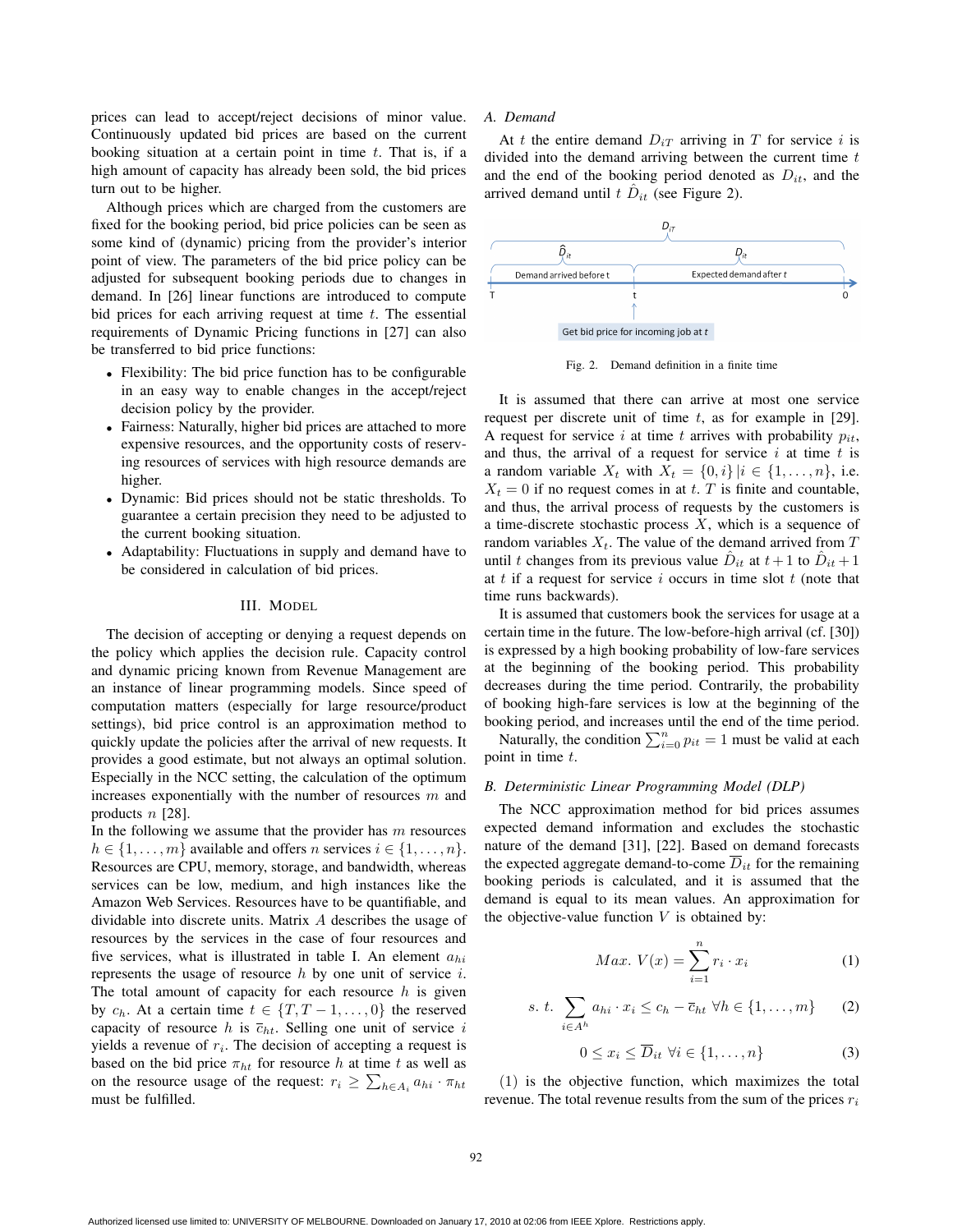prices can lead to accept/reject decisions of minor value. Continuously updated bid prices are based on the current booking situation at a certain point in time $t$. That is, if a high amount of capacity has already been sold, the bid prices turn out to be higher.

Although prices which are charged from the customers are fixed for the booking period, bid price policies can be seen as some kind of (dynamic) pricing from the provider's interior point of view. The parameters of the bid price policy can be adjusted for subsequent booking periods due to changes in demand. In [26] linear functions are introduced to compute bid prices for each arriving request at time $t$. The essential requirements of Dynamic Pricing functions in [27] can also be transferred to bid price functions:

- Flexibility: The bid price function has to be configurable in an easy way to enable changes in the accept/reject decision policy by the provider.
- Fairness: Naturally, higher bid prices are attached to more expensive resources, and the opportunity costs of reserving resources of services with high resource demands are higher.
- Dynamic: Bid prices should not be static thresholds. To guarantee a certain precision they need to be adjusted to the current booking situation.
- Adaptability: Fluctuations in supply and demand have to be considered in calculation of bid prices.

## III. Model

The decision of accepting or denying a request depends on the policy which applies the decision rule. Capacity control and dynamic pricing known from Revenue Management are an instance of linear programming models. Since speed of computation matters (especially for large resource/product settings), bid price control is an approximation method to quickly update the policies after the arrival of new requests. It provides a good estimate, but not always an optimal solution. Especially in the NCC setting, the calculation of the optimum increases exponentially with the number of resources $m$ and products $n$ [28].

In the following we assume that the provider has $m$ resources $h \in \{1, \ldots, m\}$ available and offers $n$ services $i \in \{1, \ldots, n\}$. Resources are CPU, memory, storage, and bandwidth, whereas services can be low, medium, and high instances like the Amazon Web Services. Resources have to be quantifiable, and dividable into discrete units. Matrix $A$ describes the usage of resources by the services in the case of four resources and five services, what is illustrated in table I. An element $a_{hi}$ represents the usage of resource $h$ by one unit of service $i$. The total amount of capacity for each resource $h$ is given by $c_h$. At a certain time $t \in \{T, T-1, \ldots, 0\}$ the reserved capacity of resource $h$ is $\overline{c}_{ht}$. Selling one unit of service $i$ yields a revenue of $r_i$. The decision of accepting a request is based on the bid price $\pi_{ht}$ for resource $h$ at time $t$ as well as on the resource usage of the request: $r_i \geq \sum_{h \in A_i} a_{hi} \cdot \pi_{ht}$ must be fulfilled.

### A. Demand

At $t$ the entire demand $D_{iT}$ arriving in $T$ for service $i$ is divided into the demand arriving between the current time $t$ and the end of the booking period denoted as $D_{it}$, and the arrived demand until $t$ $\hat{D}_{it}$ (see Figure 2).

Fig. 2. Demand definition in a finite time

It is assumed that there can arrive at most one service request per discrete unit of time $t$, as for example in [29]. A request for service $i$ at time $t$ arrives with probability $p_{it}$, and thus, the arrival of a request for service $i$ at time $t$ is a random variable $X_t$ with $X_t = \{0, i\} | i \in \{1, \ldots, n\}$, i.e. $X_t = 0$ if no request comes in at $t$. $T$ is finite and countable, and thus, the arrival process of requests by the customers is a time-discrete stochastic process $X$, which is a sequence of random variables $X_t$. The value of the demand arrived from $T$ until $t$ changes from its previous value $\hat{D}_{it}$ at $t+1$ to $\hat{D}_{it}+1$ at $t$ if a request for service $i$ occurs in time slot $t$ (note that time runs backwards).

It is assumed that customers book the services for usage at a certain time in the future. The low-before-high arrival (cf. [30]) is expressed by a high booking probability of low-fare services at the beginning of the booking period. This probability decreases during the time period. Contrarily, the probability of booking high-fare services is low at the beginning of the booking period, and increases until the end of the time period.

Naturally, the condition $\sum_{i=0}^{n} p_{it} = 1$ must be valid at each point in time $t$.

### B. Deterministic Linear Programming Model (DLP)

The NCC approximation method for bid prices assumes expected demand information and excludes the stochastic nature of the demand [31], [22]. Based on demand forecasts the expected aggregate demand-to-come $\overline{D}_{it}$ for the remaining booking periods is calculated, and it is assumed that the demand is equal to its mean values. An approximation for the objective-value function $V$ is obtained by:

$$Max.\ V(x) = \sum_{i=1}^{n} r_i \cdot x_i \tag{1}$$

$$s.\ t. \sum_{i \in A^h} a_{hi} \cdot x_i \leq c_h - \overline{c}_{ht} \ \forall h \in \{1, \ldots, m\} \tag{2}$$

$$0 \leq x_i \leq \overline{D}_{it} \ \forall i \in \{1, \ldots, n\} \tag{3}$$

(1) is the objective function, which maximizes the total revenue. The total revenue results from the sum of the prices $r_i$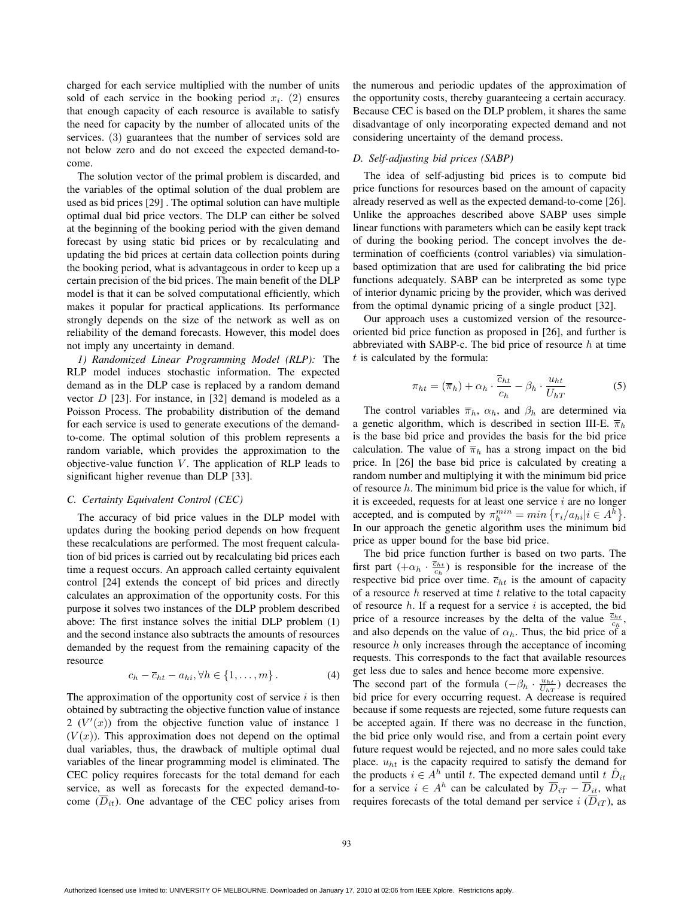charged for each service multiplied with the number of units sold of each service in the booking period $x_i$. (2) ensures that enough capacity of each resource is available to satisfy the need for capacity by the number of allocated units of the services. (3) guarantees that the number of services sold are not below zero and do not exceed the expected demand-to-come.

The solution vector of the primal problem is discarded, and the variables of the optimal solution of the dual problem are used as bid prices [29] . The optimal solution can have multiple optimal dual bid price vectors. The DLP can either be solved at the beginning of the booking period with the given demand forecast by using static bid prices or by recalculating and updating the bid prices at certain data collection points during the booking period, what is advantageous in order to keep up a certain precision of the bid prices. The main benefit of the DLP model is that it can be solved computational efficiently, which makes it popular for practical applications. Its performance strongly depends on the size of the network as well as on reliability of the demand forecasts. However, this model does not imply any uncertainty in demand.

*1) Randomized Linear Programming Model (RLP):* The RLP model induces stochastic information. The expected demand as in the DLP case is replaced by a random demand vector $D$ [23]. For instance, in [32] demand is modeled as a Poisson Process. The probability distribution of the demand for each service is used to generate executions of the demand-to-come. The optimal solution of this problem represents a random variable, which provides the approximation to the objective-value function $V$. The application of RLP leads to significant higher revenue than DLP [33].

### C. Certainty Equivalent Control (CEC)

The accuracy of bid price values in the DLP model with updates during the booking period depends on how frequent these recalculations are performed. The most frequent calculation of bid prices is carried out by recalculating bid prices each time a request occurs. An approach called certainty equivalent control [24] extends the concept of bid prices and directly calculates an approximation of the opportunity costs. For this purpose it solves two instances of the DLP problem described above: The first instance solves the initial DLP problem (1) and the second instance also subtracts the amounts of resources demanded by the request from the remaining capacity of the resource

$$c_h - \overline{c}_{ht} - a_{hi}, \forall h \in \{1, \ldots, m\}. \tag{4}$$

The approximation of the opportunity cost of service $i$ is then obtained by subtracting the objective function value of instance 2 ($V'(x)$) from the objective function value of instance 1 ($V(x)$). This approximation does not depend on the optimal dual variables, thus, the drawback of multiple optimal dual variables of the linear programming model is eliminated. The CEC policy requires forecasts for the total demand for each service, as well as forecasts for the expected demand-to-come ($\overline{D}_{it}$). One advantage of the CEC policy arises from the numerous and periodic updates of the approximation of the opportunity costs, thereby guaranteeing a certain accuracy. Because CEC is based on the DLP problem, it shares the same disadvantage of only incorporating expected demand and not considering uncertainty of the demand process.

### D. Self-adjusting bid prices (SABP)

The idea of self-adjusting bid prices is to compute bid price functions for resources based on the amount of capacity already reserved as well as the expected demand-to-come [26]. Unlike the approaches described above SABP uses simple linear functions with parameters which can be easily kept track of during the booking period. The concept involves the determination of coefficients (control variables) via simulation-based optimization that are used for calibrating the bid price functions adequately. SABP can be interpreted as some type of interior dynamic pricing by the provider, which was derived from the optimal dynamic pricing of a single product [32].

Our approach uses a customized version of the resource-oriented bid price function as proposed in [26], and further is abbreviated with SABP-c. The bid price of resource $h$ at time $t$ is calculated by the formula:

$$\pi_{ht} = (\overline{\pi}_h) + \alpha_h \cdot \frac{\overline{c}_{ht}}{c_h} - \beta_h \cdot \frac{u_{ht}}{U_{hT}} \tag{5}$$

The control variables $\overline{\pi}_h$, $\alpha_h$, and $\beta_h$ are determined via a genetic algorithm, which is described in section III-E. $\overline{\pi}_h$ is the base bid price and provides the basis for the bid price calculation. The value of $\overline{\pi}_h$ has a strong impact on the bid price. In [26] the base bid price is calculated by creating a random number and multiplying it with the minimum bid price of resource $h$. The minimum bid price is the value for which, if it is exceeded, requests for at least one service $i$ are no longer accepted, and is computed by $\pi_h^{min} = min\left\{r_i/a_{hi} | i \in A^h\right\}$. In our approach the genetic algorithm uses the minimum bid price as upper bound for the base bid price.

The bid price function further is based on two parts. The first part ($+\alpha_h \cdot \frac{\overline{c}_{ht}}{c_h}$) is responsible for the increase of the respective bid price over time. $\overline{c}_{ht}$ is the amount of capacity of a resource $h$ reserved at time $t$ relative to the total capacity of resource $h$. If a request for a service $i$ is accepted, the bid price of a resource increases by the delta of the value $\frac{\overline{c}_{ht}}{c_h}$, and also depends on the value of $\alpha_h$. Thus, the bid price of a resource $h$ only increases through the acceptance of incoming requests. This corresponds to the fact that available resources get less due to sales and hence become more expensive.

The second part of the formula ($-\beta_h \cdot \frac{u_{ht}}{U_{hT}}$) decreases the bid price for every occurring request. A decrease is required because if some requests are rejected, some future requests can be accepted again. If there was no decrease in the function, the bid price only would rise, and from a certain point every future request would be rejected, and no more sales could take place. $u_{ht}$ is the capacity required to satisfy the demand for the products $i \in A^h$ until $t$. The expected demand until $t$ $\hat{D}_{it}$ for a service $i \in A^h$ can be calculated by $\overline{D}_{iT} - \overline{D}_{it}$, what requires forecasts of the total demand per service $i$ ($\overline{D}_{iT}$), as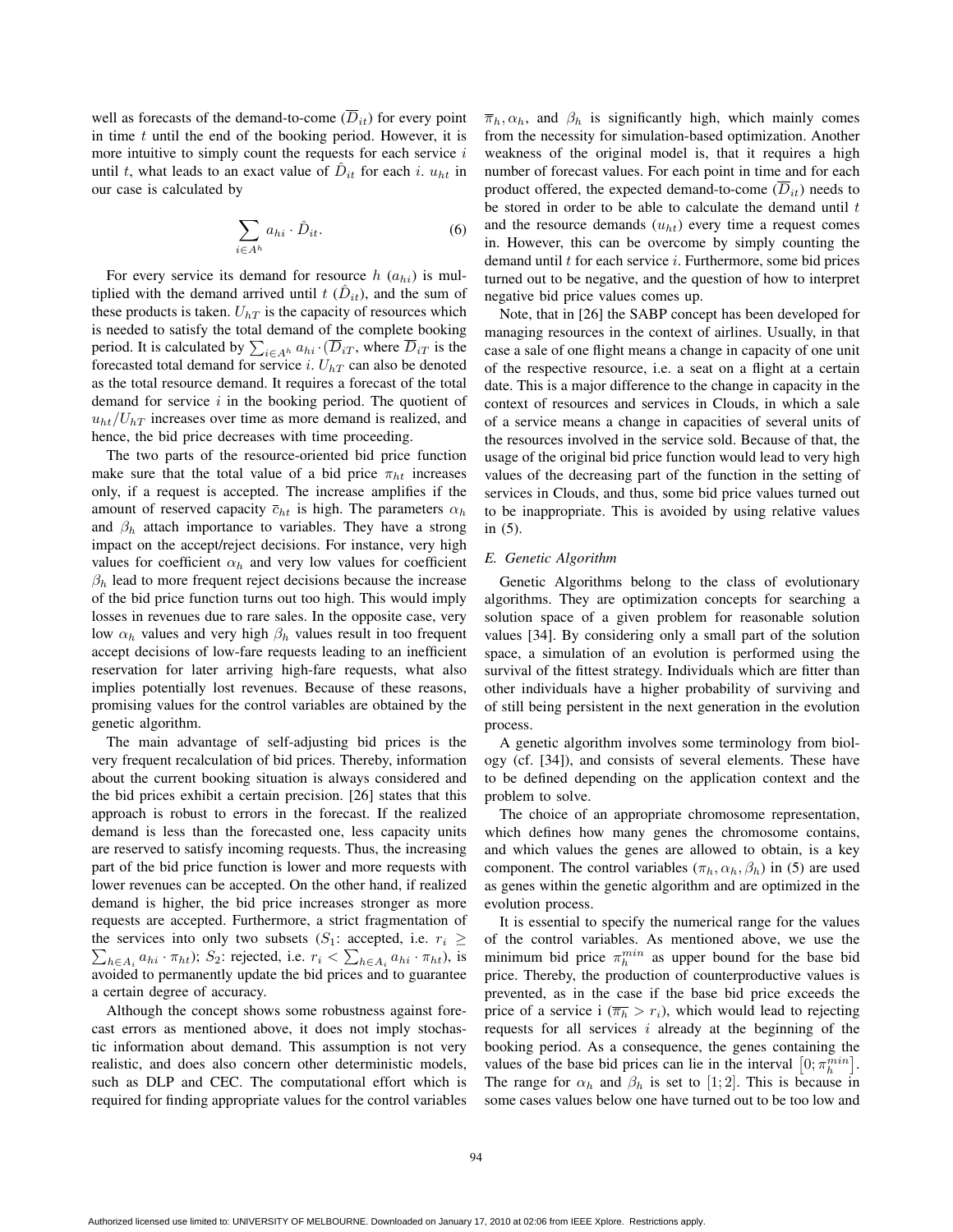well as forecasts of the demand-to-come ($\overline{D}_{it}$) for every point in time $t$ until the end of the booking period. However, it is more intuitive to simply count the requests for each service $i$ until $t$, what leads to an exact value of $\hat{D}_{it}$ for each $i$. $u_{ht}$ in our case is calculated by

$$\sum_{i \in A^h} a_{hi} \cdot \hat{D}_{it}. \tag{6}$$

For every service its demand for resource $h$ ($a_{hi}$) is multiplied with the demand arrived until $t$ ($\hat{D}_{it}$), and the sum of these products is taken. $U_{hT}$ is the capacity of resources which is needed to satisfy the total demand of the complete booking period. It is calculated by $\sum_{i \in A^h} a_{hi} \cdot (\overline{D}_{iT}$, where $\overline{D}_{iT}$ is the forecasted total demand for service $i$. $U_{hT}$ can also be denoted as the total resource demand. It requires a forecast of the total demand for service $i$ in the booking period. The quotient of $u_{ht}/U_{hT}$ increases over time as more demand is realized, and hence, the bid price decreases with time proceeding.

The two parts of the resource-oriented bid price function make sure that the total value of a bid price $\pi_{ht}$ increases only, if a request is accepted. The increase amplifies if the amount of reserved capacity $\overline{c}_{ht}$ is high. The parameters $\alpha_h$ and $\beta_h$ attach importance to variables. They have a strong impact on the accept/reject decisions. For instance, very high values for coefficient $\alpha_h$ and very low values for coefficient $\beta_h$ lead to more frequent reject decisions because the increase of the bid price function turns out too high. This would imply losses in revenues due to rare sales. In the opposite case, very low $\alpha_h$ values and very high $\beta_h$ values result in too frequent accept decisions of low-fare requests leading to an inefficient reservation for later arriving high-fare requests, what also implies potentially lost revenues. Because of these reasons, promising values for the control variables are obtained by the genetic algorithm.

The main advantage of self-adjusting bid prices is the very frequent recalculation of bid prices. Thereby, information about the current booking situation is always considered and the bid prices exhibit a certain precision. [26] states that this approach is robust to errors in the forecast. If the realized demand is less than the forecasted one, less capacity units are reserved to satisfy incoming requests. Thus, the increasing part of the bid price function is lower and more requests with lower revenues can be accepted. On the other hand, if realized demand is higher, the bid price increases stronger as more requests are accepted. Furthermore, a strict fragmentation of the services into only two subsets ($S_1$: accepted, i.e. $r_i \geq \sum_{h \in A_i} a_{hi} \cdot \pi_{ht}$); $S_2$: rejected, i.e. $r_i < \sum_{h \in A_i} a_{hi} \cdot \pi_{ht}$), is avoided to permanently update the bid prices and to guarantee a certain degree of accuracy.

Although the concept shows some robustness against forecast errors as mentioned above, it does not imply stochastic information about demand. This assumption is not very realistic, and does also concern other deterministic models, such as DLP and CEC. The computational effort which is required for finding appropriate values for the control variables $\overline{\pi}_h, \alpha_h$, and $\beta_h$ is significantly high, which mainly comes from the necessity for simulation-based optimization. Another weakness of the original model is, that it requires a high number of forecast values. For each point in time and for each product offered, the expected demand-to-come ($\overline{D}_{it}$) needs to be stored in order to be able to calculate the demand until $t$ and the resource demands ($u_{ht}$) every time a request comes in. However, this can be overcome by simply counting the demand until $t$ for each service $i$. Furthermore, some bid prices turned out to be negative, and the question of how to interpret negative bid price values comes up.

Note, that in [26] the SABP concept has been developed for managing resources in the context of airlines. Usually, in that case a sale of one flight means a change in capacity of one unit of the respective resource, i.e. a seat on a flight at a certain date. This is a major difference to the change in capacity in the context of resources and services in Clouds, in which a sale of a service means a change in capacities of several units of the resources involved in the service sold. Because of that, the usage of the original bid price function would lead to very high values of the decreasing part of the function in the setting of services in Clouds, and thus, some bid price values turned out to be inappropriate. This is avoided by using relative values in (5).

### *E. Genetic Algorithm*

Genetic Algorithms belong to the class of evolutionary algorithms. They are optimization concepts for searching a solution space of a given problem for reasonable solution values [34]. By considering only a small part of the solution space, a simulation of an evolution is performed using the survival of the fittest strategy. Individuals which are fitter than other individuals have a higher probability of surviving and of still being persistent in the next generation in the evolution process.

A genetic algorithm involves some terminology from biology (cf. [34]), and consists of several elements. These have to be defined depending on the application context and the problem to solve.

The choice of an appropriate chromosome representation, which defines how many genes the chromosome contains, and which values the genes are allowed to obtain, is a key component. The control variables ($\pi_h, \alpha_h, \beta_h$) in (5) are used as genes within the genetic algorithm and are optimized in the evolution process.

It is essential to specify the numerical range for the values of the control variables. As mentioned above, we use the minimum bid price $\pi_h^{min}$ as upper bound for the base bid price. Thereby, the production of counterproductive values is prevented, as in the case if the base bid price exceeds the price of a service i ($\overline{\pi_h} > r_i$), which would lead to rejecting requests for all services $i$ already at the beginning of the booking period. As a consequence, the genes containing the values of the base bid prices can lie in the interval $\left[0; \pi_h^{min}\right]$. The range for $\alpha_h$ and $\beta_h$ is set to $[1; 2]$. This is because in some cases values below one have turned out to be too low and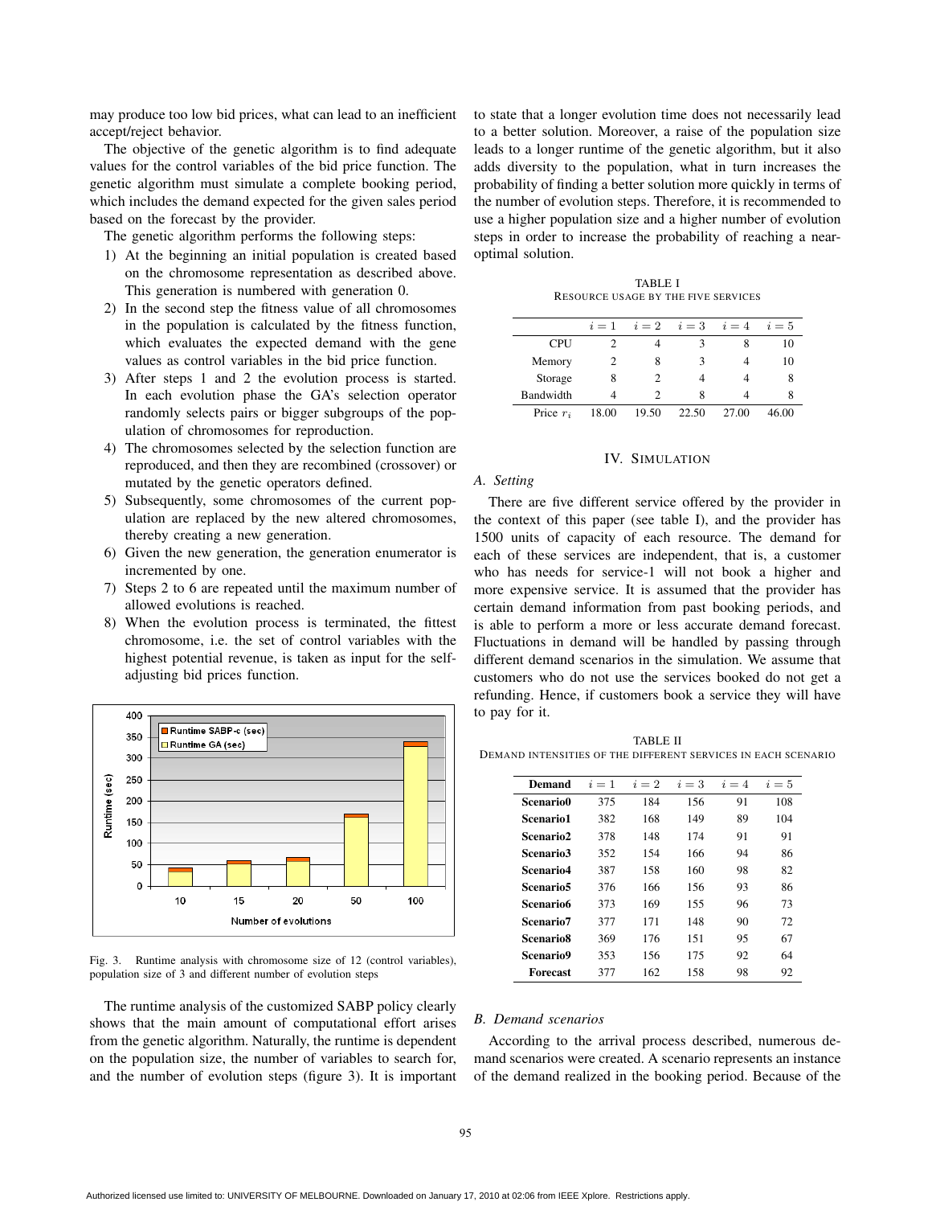may produce too low bid prices, what can lead to an inefficient accept/reject behavior.

The objective of the genetic algorithm is to find adequate values for the control variables of the bid price function. The genetic algorithm must simulate a complete booking period, which includes the demand expected for the given sales period based on the forecast by the provider.

The genetic algorithm performs the following steps:

1) At the beginning an initial population is created based on the chromosome representation as described above. This generation is numbered with generation 0.
2) In the second step the fitness value of all chromosomes in the population is calculated by the fitness function, which evaluates the expected demand with the gene values as control variables in the bid price function.
3) After steps 1 and 2 the evolution process is started. In each evolution phase the GA's selection operator randomly selects pairs or bigger subgroups of the population of chromosomes for reproduction.
4) The chromosomes selected by the selection function are reproduced, and then they are recombined (crossover) or mutated by the genetic operators defined.
5) Subsequently, some chromosomes of the current population are replaced by the new altered chromosomes, thereby creating a new generation.
6) Given the new generation, the generation enumerator is incremented by one.
7) Steps 2 to 6 are repeated until the maximum number of allowed evolutions is reached.
8) When the evolution process is terminated, the fittest chromosome, i.e. the set of control variables with the highest potential revenue, is taken as input for the self-adjusting bid prices function.

Fig. 3. Runtime analysis with chromosome size of 12 (control variables), population size of 3 and different number of evolution steps

The runtime analysis of the customized SABP policy clearly shows that the main amount of computational effort arises from the genetic algorithm. Naturally, the runtime is dependent on the population size, the number of variables to search for, and the number of evolution steps (figure 3). It is important to state that a longer evolution time does not necessarily lead to a better solution. Moreover, a raise of the population size leads to a longer runtime of the genetic algorithm, but it also adds diversity to the population, what in turn increases the probability of finding a better solution more quickly in terms of the number of evolution steps. Therefore, it is recommended to use a higher population size and a higher number of evolution steps in order to increase the probability of reaching a near-optimal solution.

TABLE I
RESOURCE USAGE BY THE FIVE SERVICES

| | $i=1$ | $i=2$ | $i=3$ | $i=4$ | $i=5$ |
|---|---|---|---|---|---|
| CPU | 2 | 4 | 3 | 8 | 10 |
| Memory | 2 | 8 | 3 | 4 | 10 |
| Storage | 8 | 2 | 4 | 4 | 8 |
| Bandwidth | 4 | 2 | 8 | 4 | 8 |
| Price $r_i$ | 18.00 | 19.50 | 22.50 | 27.00 | 46.00 |

## IV. SIMULATION

### A. Setting

There are five different service offered by the provider in the context of this paper (see table I), and the provider has 1500 units of capacity of each resource. The demand for each of these services are independent, that is, a customer who has needs for service-1 will not book a higher and more expensive service. It is assumed that the provider has certain demand information from past booking periods, and is able to perform a more or less accurate demand forecast. Fluctuations in demand will be handled by passing through different demand scenarios in the simulation. We assume that customers who do not use the services booked do not get a refunding. Hence, if customers book a service they will have to pay for it.

TABLE II
DEMAND INTENSITIES OF THE DIFFERENT SERVICES IN EACH SCENARIO

| **Demand** | $i=1$ | $i=2$ | $i=3$ | $i=4$ | $i=5$ |
|---|---|---|---|---|---|
| **Scenario0** | 375 | 184 | 156 | 91 | 108 |
| **Scenario1** | 382 | 168 | 149 | 89 | 104 |
| **Scenario2** | 378 | 148 | 174 | 91 | 91 |
| **Scenario3** | 352 | 154 | 166 | 94 | 86 |
| **Scenario4** | 387 | 158 | 160 | 98 | 82 |
| **Scenario5** | 376 | 166 | 156 | 93 | 86 |
| **Scenario6** | 373 | 169 | 155 | 96 | 73 |
| **Scenario7** | 377 | 171 | 148 | 90 | 72 |
| **Scenario8** | 369 | 176 | 151 | 95 | 67 |
| **Scenario9** | 353 | 156 | 175 | 92 | 64 |
| **Forecast** | 377 | 162 | 158 | 98 | 92 |

### B. Demand scenarios

According to the arrival process described, numerous demand scenarios were created. A scenario represents an instance of the demand realized in the booking period. Because of the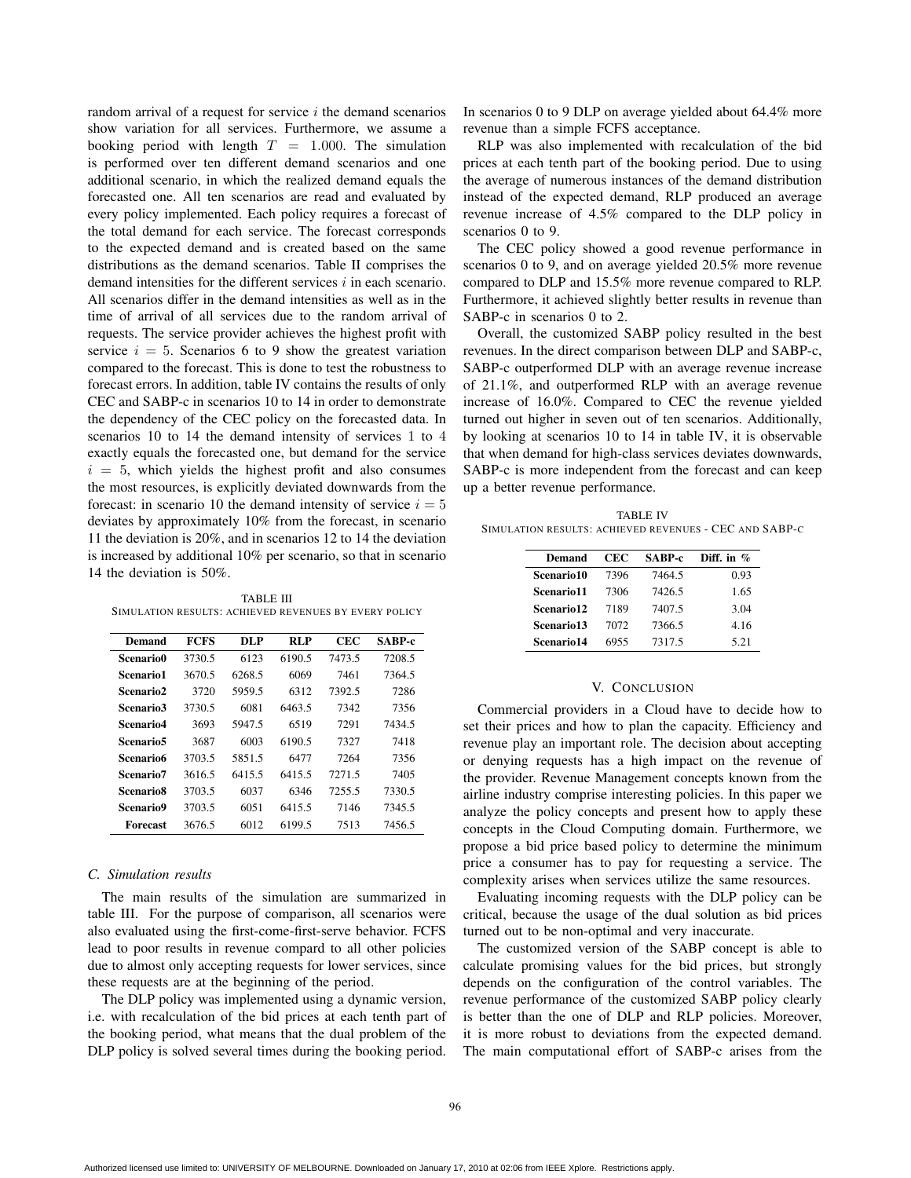random arrival of a request for service $i$ the demand scenarios show variation for all services. Furthermore, we assume a booking period with length $T = 1.000$. The simulation is performed over ten different demand scenarios and one additional scenario, in which the realized demand equals the forecasted one. All ten scenarios are read and evaluated by every policy implemented. Each policy requires a forecast of the total demand for each service. The forecast corresponds to the expected demand and is created based on the same distributions as the demand scenarios. Table II comprises the demand intensities for the different services $i$ in each scenario. All scenarios differ in the demand intensities as well as in the time of arrival of all services due to the random arrival of requests. The service provider achieves the highest profit with service $i = 5$. Scenarios 6 to 9 show the greatest variation compared to the forecast. This is done to test the robustness to forecast errors. In addition, table IV contains the results of only CEC and SABP-c in scenarios 10 to 14 in order to demonstrate the dependency of the CEC policy on the forecasted data. In scenarios 10 to 14 the demand intensity of services 1 to 4 exactly equals the forecasted one, but demand for the service $i = 5$, which yields the highest profit and also consumes the most resources, is explicitly deviated downwards from the forecast: in scenario 10 the demand intensity of service $i = 5$ deviates by approximately 10% from the forecast, in scenario 11 the deviation is 20%, and in scenarios 12 to 14 the deviation is increased by additional 10% per scenario, so that in scenario 14 the deviation is 50%.

TABLE III
SIMULATION RESULTS: ACHIEVED REVENUES BY EVERY POLICY

| Demand | FCFS | DLP | RLP | CEC | SABP-c |
|---|---|---|---|---|---|
| Scenario0 | 3730.5 | 6123 | 6190.5 | 7473.5 | 7208.5 |
| Scenario1 | 3670.5 | 6268.5 | 6069 | 7461 | 7364.5 |
| Scenario2 | 3720 | 5959.5 | 6312 | 7392.5 | 7286 |
| Scenario3 | 3730.5 | 6081 | 6463.5 | 7342 | 7356 |
| Scenario4 | 3693 | 5947.5 | 6519 | 7291 | 7434.5 |
| Scenario5 | 3687 | 6003 | 6190.5 | 7327 | 7418 |
| Scenario6 | 3703.5 | 5851.5 | 6477 | 7264 | 7356 |
| Scenario7 | 3616.5 | 6415.5 | 6415.5 | 7271.5 | 7405 |
| Scenario8 | 3703.5 | 6037 | 6346 | 7255.5 | 7330.5 |
| Scenario9 | 3703.5 | 6051 | 6415.5 | 7146 | 7345.5 |
| Forecast | 3676.5 | 6012 | 6199.5 | 7513 | 7456.5 |

### C. Simulation results

The main results of the simulation are summarized in table III. For the purpose of comparison, all scenarios were also evaluated using the first-come-first-serve behavior. FCFS lead to poor results in revenue compard to all other policies due to almost only accepting requests for lower services, since these requests are at the beginning of the period.

The DLP policy was implemented using a dynamic version, i.e. with recalculation of the bid prices at each tenth part of the booking period, what means that the dual problem of the DLP policy is solved several times during the booking period. In scenarios 0 to 9 DLP on average yielded about 64.4% more revenue than a simple FCFS acceptance.

RLP was also implemented with recalculation of the bid prices at each tenth part of the booking period. Due to using the average of numerous instances of the demand distribution instead of the expected demand, RLP produced an average revenue increase of 4.5% compared to the DLP policy in scenarios 0 to 9.

The CEC policy showed a good revenue performance in scenarios 0 to 9, and on average yielded 20.5% more revenue compared to DLP and 15.5% more revenue compared to RLP. Furthermore, it achieved slightly better results in revenue than SABP-c in scenarios 0 to 2.

Overall, the customized SABP policy resulted in the best revenues. In the direct comparison between DLP and SABP-c, SABP-c outperformed DLP with an average revenue increase of 21.1%, and outperformed RLP with an average revenue increase of 16.0%. Compared to CEC the revenue yielded turned out higher in seven out of ten scenarios. Additionally, by looking at scenarios 10 to 14 in table IV, it is observable that when demand for high-class services deviates downwards, SABP-c is more independent from the forecast and can keep up a better revenue performance.

TABLE IV
SIMULATION RESULTS: ACHIEVED REVENUES - CEC AND SABP-C

| Demand | CEC | SABP-c | Diff. in % |
|---|---|---|---|
| Scenario10 | 7396 | 7464.5 | 0.93 |
| Scenario11 | 7306 | 7426.5 | 1.65 |
| Scenario12 | 7189 | 7407.5 | 3.04 |
| Scenario13 | 7072 | 7366.5 | 4.16 |
| Scenario14 | 6955 | 7317.5 | 5.21 |

## V. Conclusion

Commercial providers in a Cloud have to decide how to set their prices and how to plan the capacity. Efficiency and revenue play an important role. The decision about accepting or denying requests has a high impact on the revenue of the provider. Revenue Management concepts known from the airline industry comprise interesting policies. In this paper we analyze the policy concepts and present how to apply these concepts in the Cloud Computing domain. Furthermore, we propose a bid price based policy to determine the minimum price a consumer has to pay for requesting a service. The complexity arises when services utilize the same resources.

Evaluating incoming requests with the DLP policy can be critical, because the usage of the dual solution as bid prices turned out to be non-optimal and very inaccurate.

The customized version of the SABP concept is able to calculate promising values for the bid prices, but strongly depends on the configuration of the control variables. The revenue performance of the customized SABP policy clearly is better than the one of DLP and RLP policies. Moreover, it is more robust to deviations from the expected demand. The main computational effort of SABP-c arises from the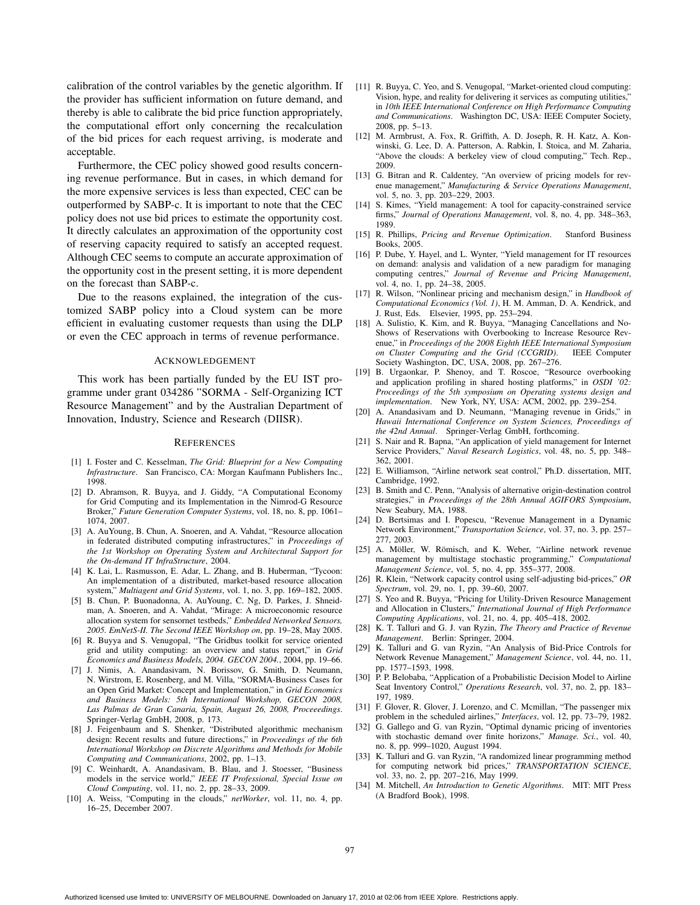calibration of the control variables by the genetic algorithm. If the provider has sufficient information on future demand, and thereby is able to calibrate the bid price function appropriately, the computational effort only concerning the recalculation of the bid prices for each request arriving, is moderate and acceptable.

Furthermore, the CEC policy showed good results concerning revenue performance. But in cases, in which demand for the more expensive services is less than expected, CEC can be outperformed by SABP-c. It is important to note that the CEC policy does not use bid prices to estimate the opportunity cost. It directly calculates an approximation of the opportunity cost of reserving capacity required to satisfy an accepted request. Although CEC seems to compute an accurate approximation of the opportunity cost in the present setting, it is more dependent on the forecast than SABP-c.

Due to the reasons explained, the integration of the customized SABP policy into a Cloud system can be more efficient in evaluating customer requests than using the DLP or even the CEC approach in terms of revenue performance.

## ACKNOWLEDGEMENT

This work has been partially funded by the EU IST programme under grant 034286 "SORMA - Self-Organizing ICT Resource Management" and by the Australian Department of Innovation, Industry, Science and Research (DIISR).

## REFERENCES

[1] I. Foster and C. Kesselman, *The Grid: Blueprint for a New Computing Infrastructure*. San Francisco, CA: Morgan Kaufmann Publishers Inc., 1998.

[2] D. Abramson, R. Buyya, and J. Giddy, "A Computational Economy for Grid Computing and its Implementation in the Nimrod-G Resource Broker," *Future Generation Computer Systems*, vol. 18, no. 8, pp. 1061–1074, 2007.

[3] A. AuYoung, B. Chun, A. Snoeren, and A. Vahdat, "Resource allocation in federated distributed computing infrastructures," in *Proceedings of the 1st Workshop on Operating System and Architectural Support for the On-demand IT InfraStructure*, 2004.

[4] K. Lai, L. Rasmusson, E. Adar, L. Zhang, and B. Huberman, "Tycoon: An implementation of a distributed, market-based resource allocation system," *Multiagent and Grid Systems*, vol. 1, no. 3, pp. 169–182, 2005.

[5] B. Chun, P. Buonadonna, A. AuYoung, C. Ng, D. Parkes, J. Shneidman, A. Snoeren, and A. Vahdat, "Mirage: A microeconomic resource allocation system for sensornet testbeds," *Embedded Networked Sensors, 2005. EmNetS-II. The Second IEEE Workshop on*, pp. 19–28, May 2005.

[6] R. Buyya and S. Venugopal, "The Gridbus toolkit for service oriented grid and utility computing: an overview and status report," in *Grid Economics and Business Models, 2004. GECON 2004.*, 2004, pp. 19–66.

[7] J. Nimis, A. Anandasivam, N. Borissov, G. Smith, D. Neumann, N. Wirstrom, E. Rosenberg, and M. Villa, "SORMA-Business Cases for an Open Grid Market: Concept and Implementation," in *Grid Economics and Business Models: 5th International Workshop, GECON 2008, Las Palmas de Gran Canaria, Spain, August 26, 2008, Proceeedings*. Springer-Verlag GmbH, 2008, p. 173.

[8] J. Feigenbaum and S. Shenker, "Distributed algorithmic mechanism design: Recent results and future directions," in *Proceedings of the 6th International Workshop on Discrete Algorithms and Methods for Mobile Computing and Communications*, 2002, pp. 1–13.

[9] C. Weinhardt, A. Anandasivam, B. Blau, and J. Stoesser, "Business models in the service world," *IEEE IT Professional, Special Issue on Cloud Computing*, vol. 11, no. 2, pp. 28–33, 2009.

[10] A. Weiss, "Computing in the clouds," *netWorker*, vol. 11, no. 4, pp. 16–25, December 2007.

[11] R. Buyya, C. Yeo, and S. Venugopal, "Market-oriented cloud computing: Vision, hype, and reality for delivering it services as computing utilities," in *10th IEEE International Conference on High Performance Computing and Communications*. Washington DC, USA: IEEE Computer Society, 2008, pp. 5–13.

[12] M. Armbrust, A. Fox, R. Griffith, A. D. Joseph, R. H. Katz, A. Konwinski, G. Lee, D. A. Patterson, A. Rabkin, I. Stoica, and M. Zaharia, "Above the clouds: A berkeley view of cloud computing," Tech. Rep., 2009.

[13] G. Bitran and R. Caldentey, "An overview of pricing models for revenue management," *Manufacturing & Service Operations Management*, vol. 5, no. 3, pp. 203–229, 2003.

[14] S. Kimes, "Yield management: A tool for capacity-constrained service firms," *Journal of Operations Management*, vol. 8, no. 4, pp. 348–363, 1989.

[15] R. Phillips, *Pricing and Revenue Optimization*. Stanford Business Books, 2005.

[16] P. Dube, Y. Hayel, and L. Wynter, "Yield management for IT resources on demand: analysis and validation of a new paradigm for managing computing centres," *Journal of Revenue and Pricing Management*, vol. 4, no. 1, pp. 24–38, 2005.

[17] R. Wilson, "Nonlinear pricing and mechanism design," in *Handbook of Computational Economics (Vol. 1)*, H. M. Amman, D. A. Kendrick, and J. Rust, Eds. Elsevier, 1995, pp. 253–294.

[18] A. Sulistio, K. Kim, and R. Buyya, "Managing Cancellations and No-Shows of Reservations with Overbooking to Increase Resource Revenue," in *Proceedings of the 2008 Eighth IEEE International Symposium on Cluster Computing and the Grid (CCGRID)*. IEEE Computer Society Washington, DC, USA, 2008, pp. 267–276.

[19] B. Urgaonkar, P. Shenoy, and T. Roscoe, "Resource overbooking and application profiling in shared hosting platforms," in *OSDI '02: Proceedings of the 5th symposium on Operating systems design and implementation*. New York, NY, USA: ACM, 2002, pp. 239–254.

[20] A. Anandasivam and D. Neumann, "Managing revenue in Grids," in *Hawaii International Conference on System Sciences, Proceedings of the 42nd Annual*. Springer-Verlag GmbH, forthcoming.

[21] S. Nair and R. Bapna, "An application of yield management for Internet Service Providers," *Naval Research Logistics*, vol. 48, no. 5, pp. 348–362, 2001.

[22] E. Williamson, "Airline network seat control," Ph.D. dissertation, MIT, Cambridge, 1992.

[23] B. Smith and C. Penn, "Analysis of alternative origin-destination control strategies," in *Proceedings of the 28th Annual AGIFORS Symposium*, New Seabury, MA, 1988.

[24] D. Bertsimas and I. Popescu, "Revenue Management in a Dynamic Network Environment," *Transportation Science*, vol. 37, no. 3, pp. 257–277, 2003.

[25] A. Möller, W. Römisch, and K. Weber, "Airline network revenue management by multistage stochastic programming," *Computational Management Science*, vol. 5, no. 4, pp. 355–377, 2008.

[26] R. Klein, "Network capacity control using self-adjusting bid-prices," *OR Spectrum*, vol. 29, no. 1, pp. 39–60, 2007.

[27] S. Yeo and R. Buyya, "Pricing for Utility-Driven Resource Management and Allocation in Clusters," *International Journal of High Performance Computing Applications*, vol. 21, no. 4, pp. 405–418, 2002.

[28] K. T. Talluri and G. J. van Ryzin, *The Theory and Practice of Revenue Management*. Berlin: Springer, 2004.

[29] K. Talluri and G. van Ryzin, "An Analysis of Bid-Price Controls for Network Revenue Management," *Management Science*, vol. 44, no. 11, pp. 1577–1593, 1998.

[30] P. P. Belobaba, "Application of a Probabilistic Decision Model to Airline Seat Inventory Control," *Operations Research*, vol. 37, no. 2, pp. 183–197, 1989.

[31] F. Glover, R. Glover, J. Lorenzo, and C. Mcmillan, "The passenger mix problem in the scheduled airlines," *Interfaces*, vol. 12, pp. 73–79, 1982.

[32] G. Gallego and G. van Ryzin, "Optimal dynamic pricing of inventories with stochastic demand over finite horizons," *Manage. Sci.*, vol. 40, no. 8, pp. 999–1020, August 1994.

[33] K. Talluri and G. van Ryzin, "A randomized linear programming method for computing network bid prices," *TRANSPORTATION SCIENCE*, vol. 33, no. 2, pp. 207–216, May 1999.

[34] M. Mitchell, *An Introduction to Genetic Algorithms*. MIT: MIT Press (A Bradford Book), 1998.